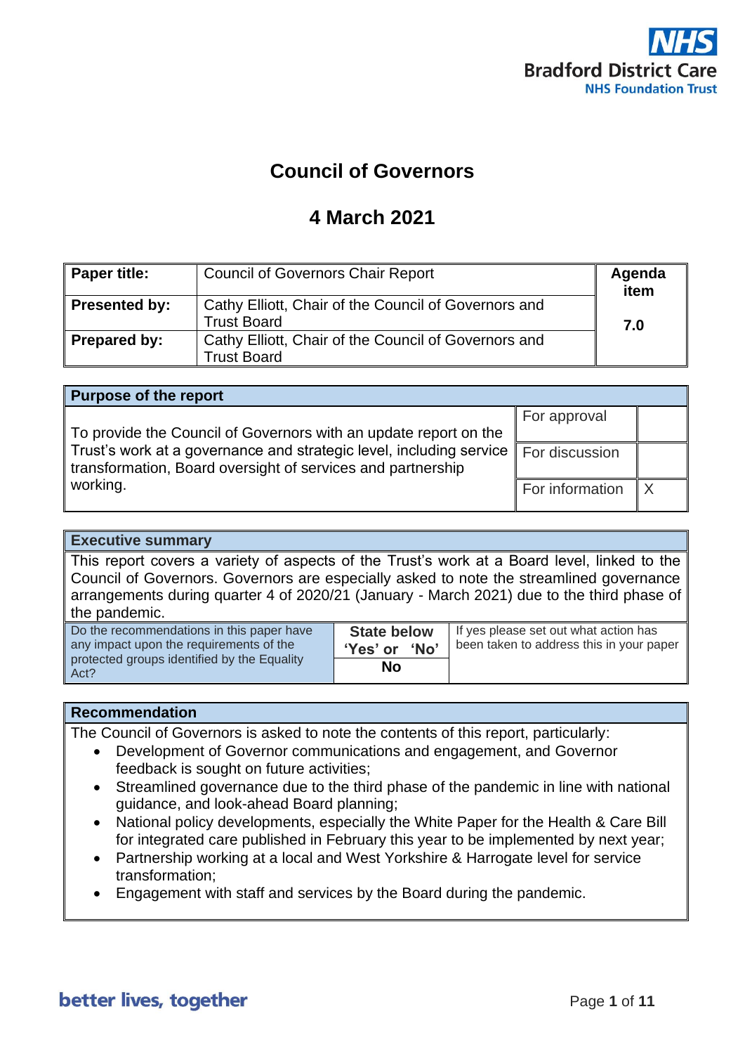Bradford District Care
NHS Foundation Trust

# Council of Governors

## 4 March 2021

| Paper title: | Council of Governors Chair Report | Agenda item |
|---|---|---|
| Presented by: | Cathy Elliott, Chair of the Council of Governors and Trust Board | 7.0 |
| Prepared by: | Cathy Elliott, Chair of the Council of Governors and Trust Board | |

| Purpose of the report | | |
|---|---|---|
| To provide the Council of Governors with an update report on the Trust's work at a governance and strategic level, including service transformation, Board oversight of services and partnership working. | For approval | |
| | For discussion | |
| | For information | X |

| Executive summary | | |
|---|---|---|
| This report covers a variety of aspects of the Trust's work at a Board level, linked to the Council of Governors. Governors are especially asked to note the streamlined governance arrangements during quarter 4 of 2020/21 (January - March 2021) due to the third phase of the pandemic. | | |
| Do the recommendations in this paper have any impact upon the requirements of the protected groups identified by the Equality Act? | **State below 'Yes' or 'No'** | If yes please set out what action has been taken to address this in your paper |
| | **No** | |

**Recommendation**

The Council of Governors is asked to note the contents of this report, particularly:

- Development of Governor communications and engagement, and Governor feedback is sought on future activities;
- Streamlined governance due to the third phase of the pandemic in line with national guidance, and look-ahead Board planning;
- National policy developments, especially the White Paper for the Health & Care Bill for integrated care published in February this year to be implemented by next year;
- Partnership working at a local and West Yorkshire & Harrogate level for service transformation;
- Engagement with staff and services by the Board during the pandemic.

better lives, together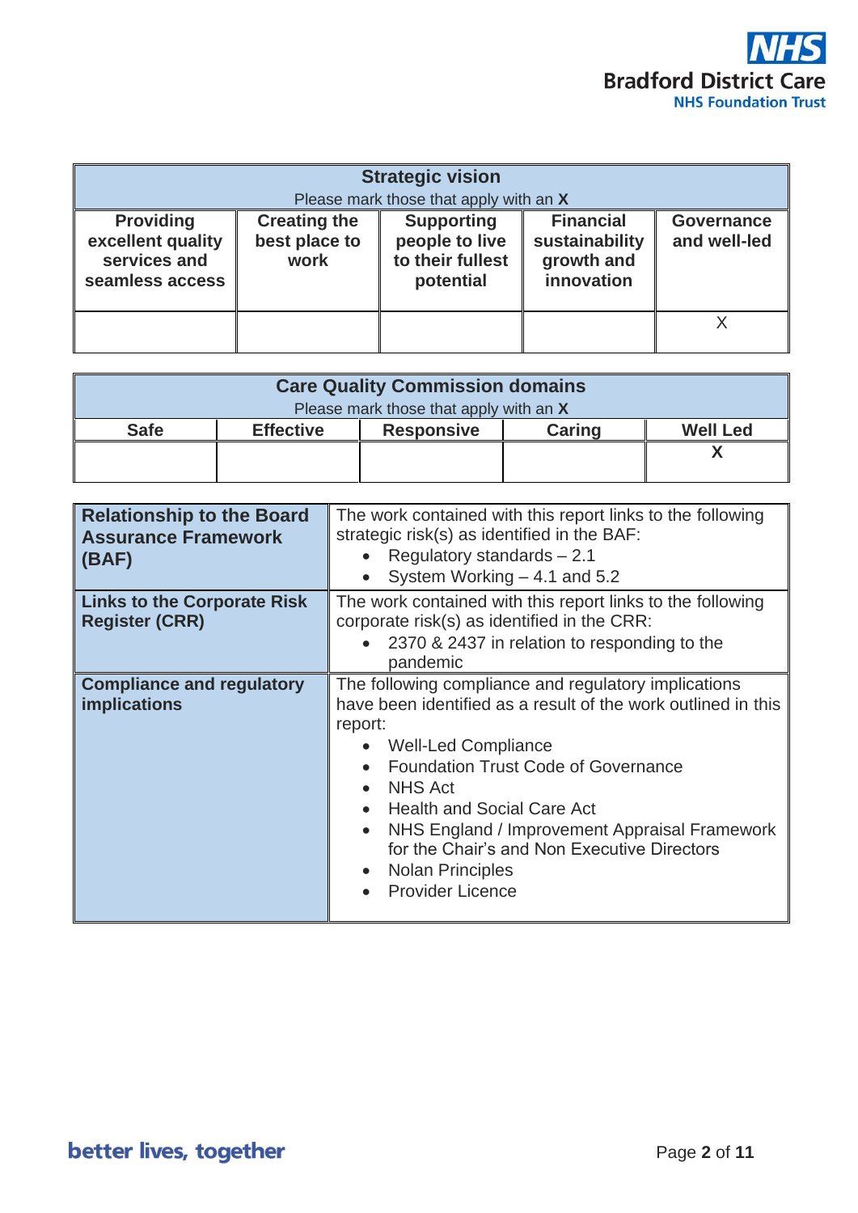| Strategic vision<br>Please mark those that apply with an **X** | | | | |
|---|---|---|---|---|
| **Providing excellent quality services and seamless access** | **Creating the best place to work** | **Supporting people to live to their fullest potential** | **Financial sustainability growth and innovation** | **Governance and well-led** |
| | | | | X |

| Care Quality Commission domains<br>Please mark those that apply with an **X** | | | | |
|---|---|---|---|---|
| **Safe** | **Effective** | **Responsive** | **Caring** | **Well Led** |
| | | | | **X** |

| | |
|---|---|
| **Relationship to the Board Assurance Framework (BAF)** | The work contained with this report links to the following strategic risk(s) as identified in the BAF:<br>• Regulatory standards – 2.1<br>• System Working – 4.1 and 5.2 |
| **Links to the Corporate Risk Register (CRR)** | The work contained with this report links to the following corporate risk(s) as identified in the CRR:<br>• 2370 & 2437 in relation to responding to the pandemic |
| **Compliance and regulatory implications** | The following compliance and regulatory implications have been identified as a result of the work outlined in this report:<br>• Well-Led Compliance<br>• Foundation Trust Code of Governance<br>• NHS Act<br>• Health and Social Care Act<br>• NHS England / Improvement Appraisal Framework for the Chair's and Non Executive Directors<br>• Nolan Principles<br>• Provider Licence |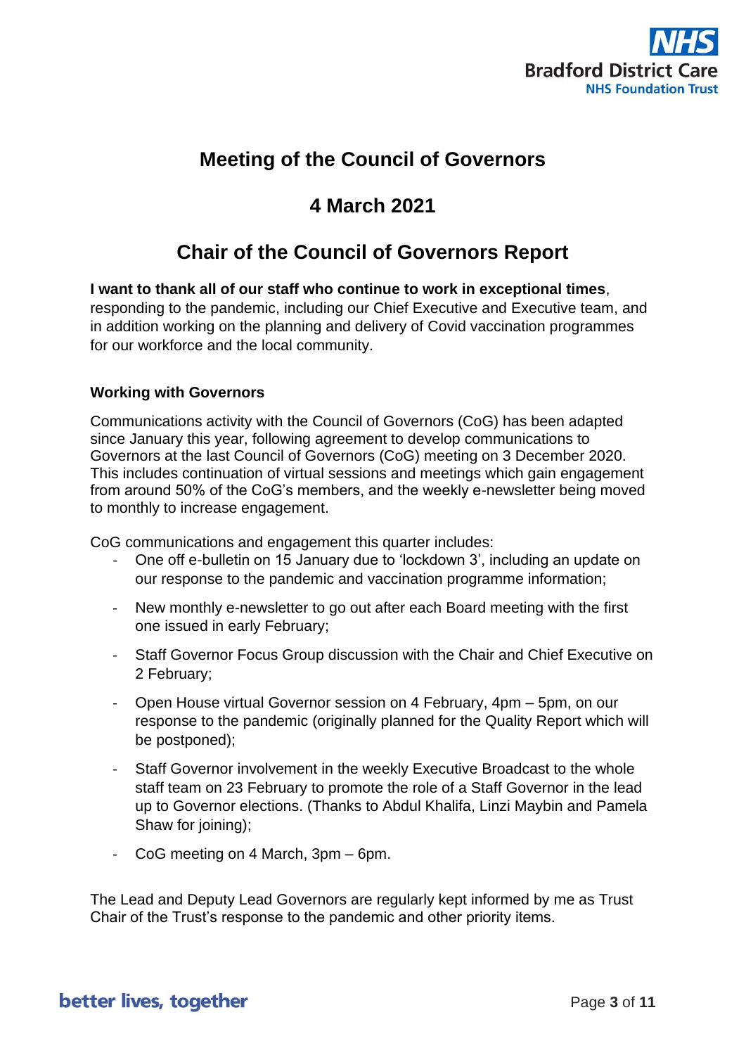# Meeting of the Council of Governors

## 4 March 2021

## Chair of the Council of Governors Report

**I want to thank all of our staff who continue to work in exceptional times**, responding to the pandemic, including our Chief Executive and Executive team, and in addition working on the planning and delivery of Covid vaccination programmes for our workforce and the local community.

### Working with Governors

Communications activity with the Council of Governors (CoG) has been adapted since January this year, following agreement to develop communications to Governors at the last Council of Governors (CoG) meeting on 3 December 2020. This includes continuation of virtual sessions and meetings which gain engagement from around 50% of the CoG's members, and the weekly e-newsletter being moved to monthly to increase engagement.

CoG communications and engagement this quarter includes:

- One off e-bulletin on 15 January due to 'lockdown 3', including an update on our response to the pandemic and vaccination programme information;
- New monthly e-newsletter to go out after each Board meeting with the first one issued in early February;
- Staff Governor Focus Group discussion with the Chair and Chief Executive on 2 February;
- Open House virtual Governor session on 4 February, 4pm – 5pm, on our response to the pandemic (originally planned for the Quality Report which will be postponed);
- Staff Governor involvement in the weekly Executive Broadcast to the whole staff team on 23 February to promote the role of a Staff Governor in the lead up to Governor elections. (Thanks to Abdul Khalifa, Linzi Maybin and Pamela Shaw for joining);
- CoG meeting on 4 March, 3pm – 6pm.

The Lead and Deputy Lead Governors are regularly kept informed by me as Trust Chair of the Trust's response to the pandemic and other priority items.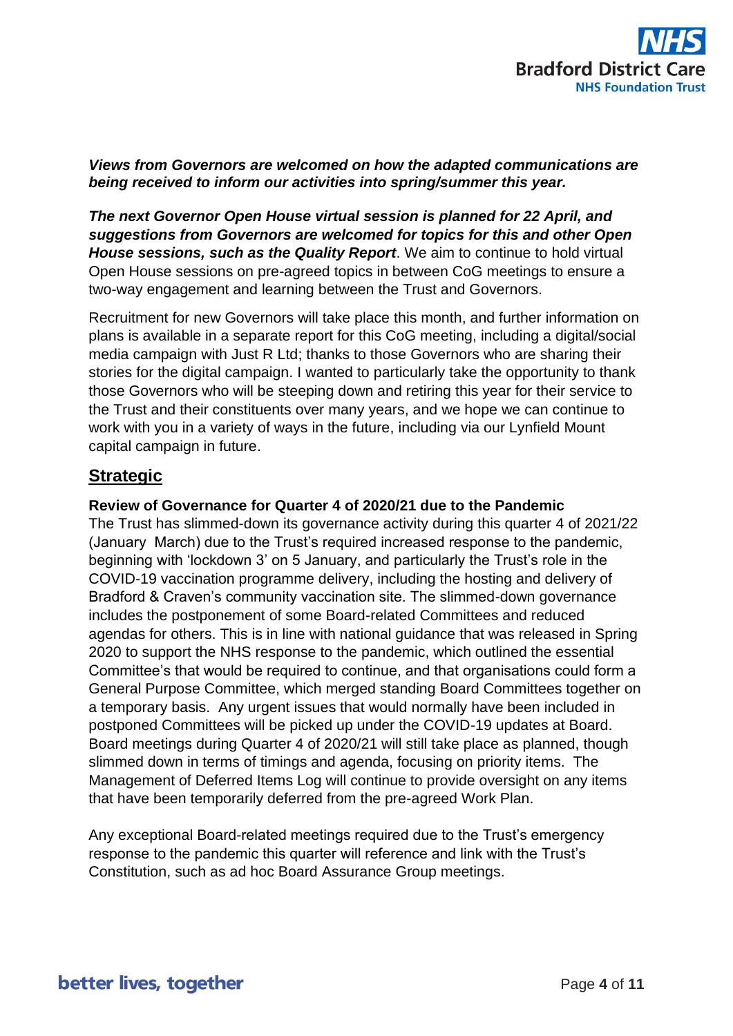***Views from Governors are welcomed on how the adapted communications are being received to inform our activities into spring/summer this year.***

***The next Governor Open House virtual session is planned for 22 April, and suggestions from Governors are welcomed for topics for this and other Open House sessions, such as the Quality Report***. We aim to continue to hold virtual Open House sessions on pre-agreed topics in between CoG meetings to ensure a two-way engagement and learning between the Trust and Governors.

Recruitment for new Governors will take place this month, and further information on plans is available in a separate report for this CoG meeting, including a digital/social media campaign with Just R Ltd; thanks to those Governors who are sharing their stories for the digital campaign. I wanted to particularly take the opportunity to thank those Governors who will be steeping down and retiring this year for their service to the Trust and their constituents over many years, and we hope we can continue to work with you in a variety of ways in the future, including via our Lynfield Mount capital campaign in future.

## Strategic

**Review of Governance for Quarter 4 of 2020/21 due to the Pandemic**

The Trust has slimmed-down its governance activity during this quarter 4 of 2021/22 (January  March) due to the Trust's required increased response to the pandemic, beginning with 'lockdown 3' on 5 January, and particularly the Trust's role in the COVID-19 vaccination programme delivery, including the hosting and delivery of Bradford & Craven's community vaccination site. The slimmed-down governance includes the postponement of some Board-related Committees and reduced agendas for others. This is in line with national guidance that was released in Spring 2020 to support the NHS response to the pandemic, which outlined the essential Committee's that would be required to continue, and that organisations could form a General Purpose Committee, which merged standing Board Committees together on a temporary basis. Any urgent issues that would normally have been included in postponed Committees will be picked up under the COVID-19 updates at Board. Board meetings during Quarter 4 of 2020/21 will still take place as planned, though slimmed down in terms of timings and agenda, focusing on priority items. The Management of Deferred Items Log will continue to provide oversight on any items that have been temporarily deferred from the pre-agreed Work Plan.

Any exceptional Board-related meetings required due to the Trust's emergency response to the pandemic this quarter will reference and link with the Trust's Constitution, such as ad hoc Board Assurance Group meetings.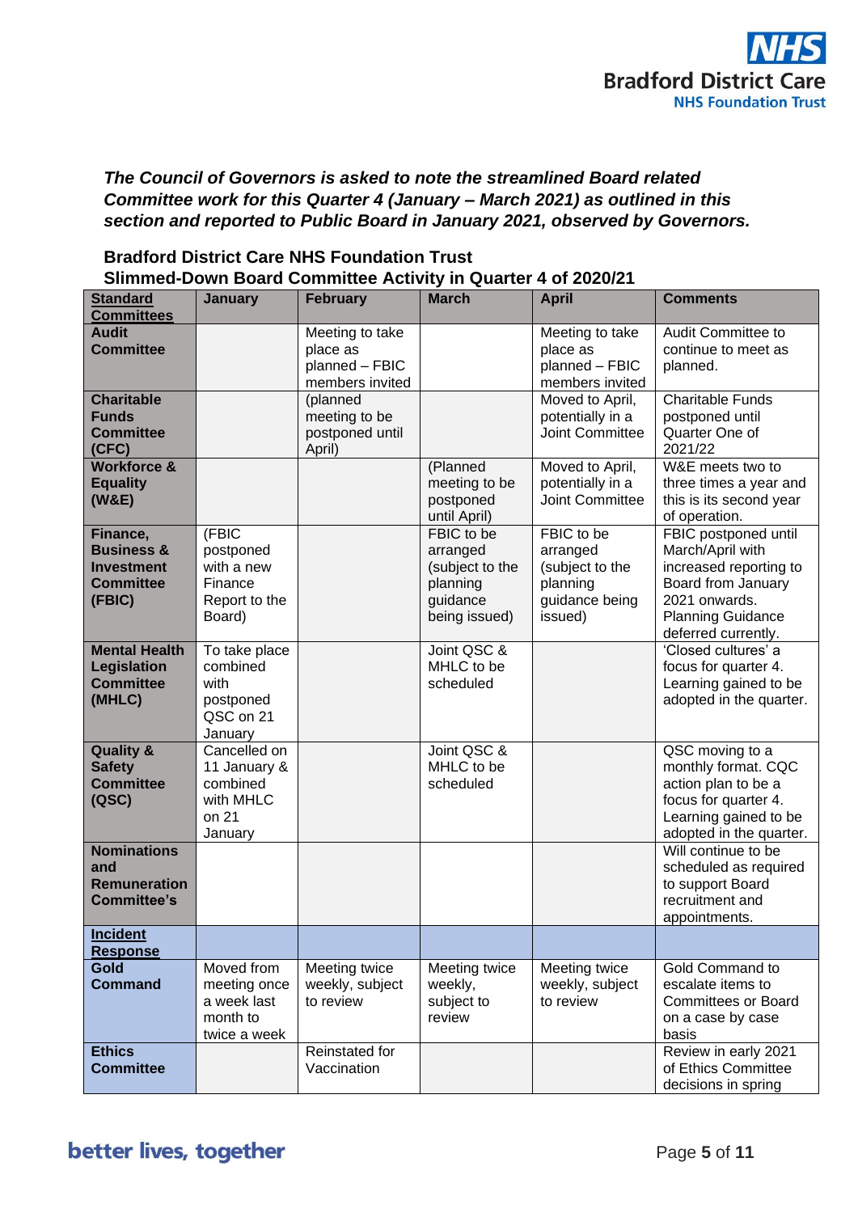***The Council of Governors is asked to note the streamlined Board related Committee work for this Quarter 4 (January – March 2021) as outlined in this section and reported to Public Board in January 2021, observed by Governors.***

**Bradford District Care NHS Foundation Trust**
**Slimmed-Down Board Committee Activity in Quarter 4 of 2020/21**

| Standard Committees | January | February | March | April | Comments |
|---|---|---|---|---|---|
| **Audit Committee** | | Meeting to take place as planned – FBIC members invited | | Meeting to take place as planned – FBIC members invited | Audit Committee to continue to meet as planned. |
| **Charitable Funds Committee (CFC)** | | (planned meeting to be postponed until April) | | Moved to April, potentially in a Joint Committee | Charitable Funds postponed until Quarter One of 2021/22 |
| **Workforce & Equality (W&E)** | | | (Planned meeting to be postponed until April) | Moved to April, potentially in a Joint Committee | W&E meets two to three times a year and this is its second year of operation. |
| **Finance, Business & Investment Committee (FBIC)** | (FBIC postponed with a new Finance Report to the Board) | | FBIC to be arranged (subject to the planning guidance being issued) | FBIC to be arranged (subject to the planning guidance being issued) | FBIC postponed until March/April with increased reporting to Board from January 2021 onwards. Planning Guidance deferred currently. |
| **Mental Health Legislation Committee (MHLC)** | To take place combined with postponed QSC on 21 January | | Joint QSC & MHLC to be scheduled | | 'Closed cultures' a focus for quarter 4. Learning gained to be adopted in the quarter. |
| **Quality & Safety Committee (QSC)** | Cancelled on 11 January & combined with MHLC on 21 January | | Joint QSC & MHLC to be scheduled | | QSC moving to a monthly format. CQC action plan to be a focus for quarter 4. Learning gained to be adopted in the quarter. |
| **Nominations and Remuneration Committee's** | | | | | Will continue to be scheduled as required to support Board recruitment and appointments. |
| **Incident Response** | | | | | |
| **Gold Command** | Moved from meeting once a week last month to twice a week | Meeting twice weekly, subject to review | Meeting twice weekly, subject to review | Meeting twice weekly, subject to review | Gold Command to escalate items to Committees or Board on a case by case basis |
| **Ethics Committee** | | Reinstated for Vaccination | | | Review in early 2021 of Ethics Committee decisions in spring |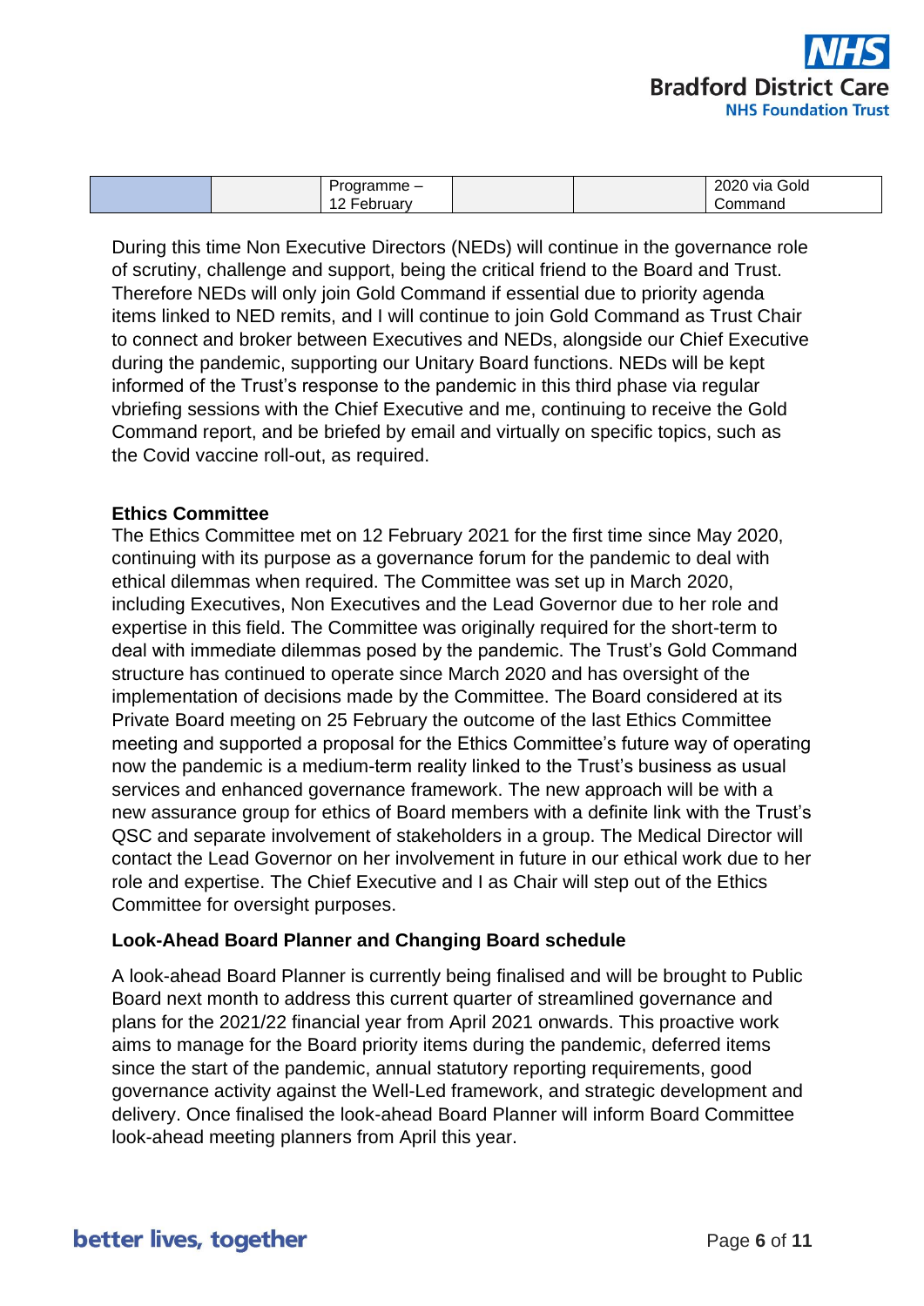| | | Programme – 12 February | | | 2020 via Gold Command |
|---|---|---|---|---|---|

During this time Non Executive Directors (NEDs) will continue in the governance role of scrutiny, challenge and support, being the critical friend to the Board and Trust. Therefore NEDs will only join Gold Command if essential due to priority agenda items linked to NED remits, and I will continue to join Gold Command as Trust Chair to connect and broker between Executives and NEDs, alongside our Chief Executive during the pandemic, supporting our Unitary Board functions. NEDs will be kept informed of the Trust's response to the pandemic in this third phase via regular vbriefing sessions with the Chief Executive and me, continuing to receive the Gold Command report, and be briefed by email and virtually on specific topics, such as the Covid vaccine roll-out, as required.

**Ethics Committee**

The Ethics Committee met on 12 February 2021 for the first time since May 2020, continuing with its purpose as a governance forum for the pandemic to deal with ethical dilemmas when required. The Committee was set up in March 2020, including Executives, Non Executives and the Lead Governor due to her role and expertise in this field. The Committee was originally required for the short-term to deal with immediate dilemmas posed by the pandemic. The Trust's Gold Command structure has continued to operate since March 2020 and has oversight of the implementation of decisions made by the Committee. The Board considered at its Private Board meeting on 25 February the outcome of the last Ethics Committee meeting and supported a proposal for the Ethics Committee's future way of operating now the pandemic is a medium-term reality linked to the Trust's business as usual services and enhanced governance framework. The new approach will be with a new assurance group for ethics of Board members with a definite link with the Trust's QSC and separate involvement of stakeholders in a group. The Medical Director will contact the Lead Governor on her involvement in future in our ethical work due to her role and expertise. The Chief Executive and I as Chair will step out of the Ethics Committee for oversight purposes.

**Look-Ahead Board Planner and Changing Board schedule**

A look-ahead Board Planner is currently being finalised and will be brought to Public Board next month to address this current quarter of streamlined governance and plans for the 2021/22 financial year from April 2021 onwards. This proactive work aims to manage for the Board priority items during the pandemic, deferred items since the start of the pandemic, annual statutory reporting requirements, good governance activity against the Well-Led framework, and strategic development and delivery. Once finalised the look-ahead Board Planner will inform Board Committee look-ahead meeting planners from April this year.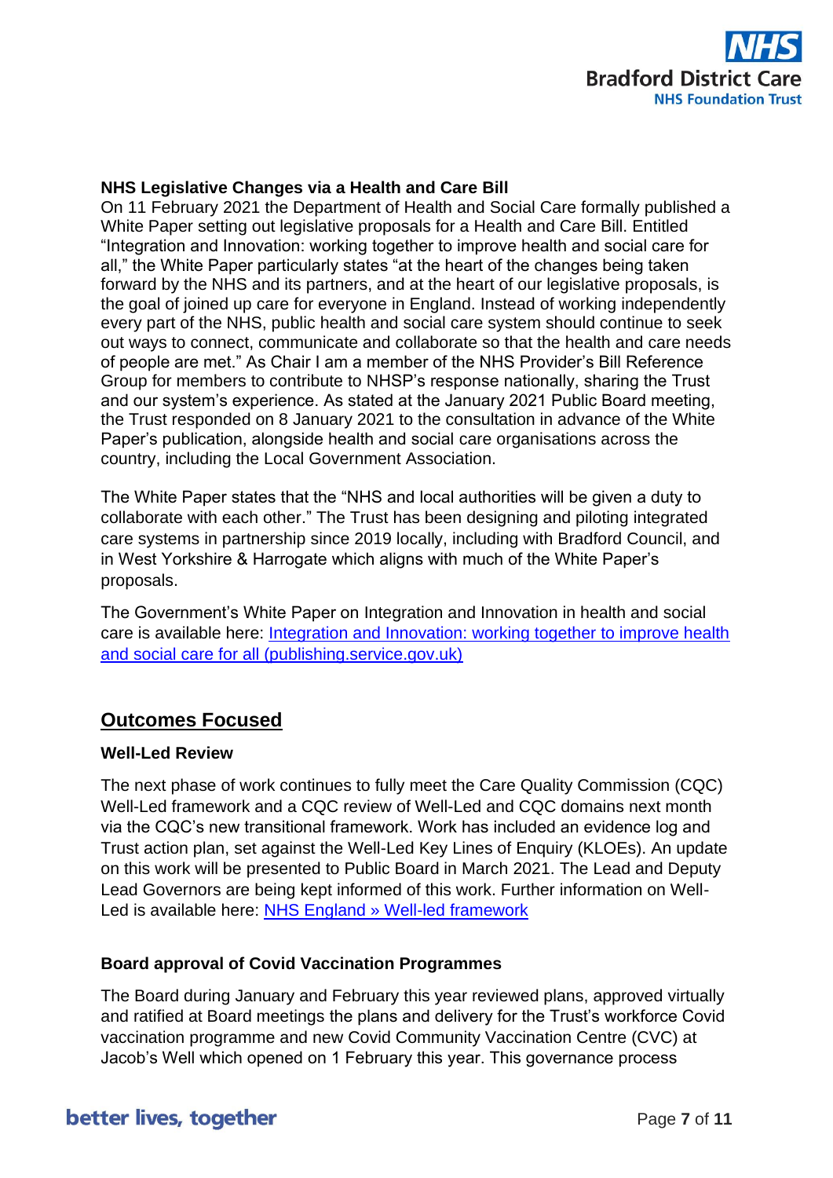**NHS Legislative Changes via a Health and Care Bill**

On 11 February 2021 the Department of Health and Social Care formally published a White Paper setting out legislative proposals for a Health and Care Bill. Entitled "Integration and Innovation: working together to improve health and social care for all," the White Paper particularly states "at the heart of the changes being taken forward by the NHS and its partners, and at the heart of our legislative proposals, is the goal of joined up care for everyone in England. Instead of working independently every part of the NHS, public health and social care system should continue to seek out ways to connect, communicate and collaborate so that the health and care needs of people are met." As Chair I am a member of the NHS Provider's Bill Reference Group for members to contribute to NHSP's response nationally, sharing the Trust and our system's experience. As stated at the January 2021 Public Board meeting, the Trust responded on 8 January 2021 to the consultation in advance of the White Paper's publication, alongside health and social care organisations across the country, including the Local Government Association.

The White Paper states that the "NHS and local authorities will be given a duty to collaborate with each other." The Trust has been designing and piloting integrated care systems in partnership since 2019 locally, including with Bradford Council, and in West Yorkshire & Harrogate which aligns with much of the White Paper's proposals.

The Government's White Paper on Integration and Innovation in health and social care is available here: Integration and Innovation: working together to improve health and social care for all (publishing.service.gov.uk)

## Outcomes Focused

**Well-Led Review**

The next phase of work continues to fully meet the Care Quality Commission (CQC) Well-Led framework and a CQC review of Well-Led and CQC domains next month via the CQC's new transitional framework. Work has included an evidence log and Trust action plan, set against the Well-Led Key Lines of Enquiry (KLOEs). An update on this work will be presented to Public Board in March 2021. The Lead and Deputy Lead Governors are being kept informed of this work. Further information on Well-Led is available here: NHS England » Well-led framework

**Board approval of Covid Vaccination Programmes**

The Board during January and February this year reviewed plans, approved virtually and ratified at Board meetings the plans and delivery for the Trust's workforce Covid vaccination programme and new Covid Community Vaccination Centre (CVC) at Jacob's Well which opened on 1 February this year. This governance process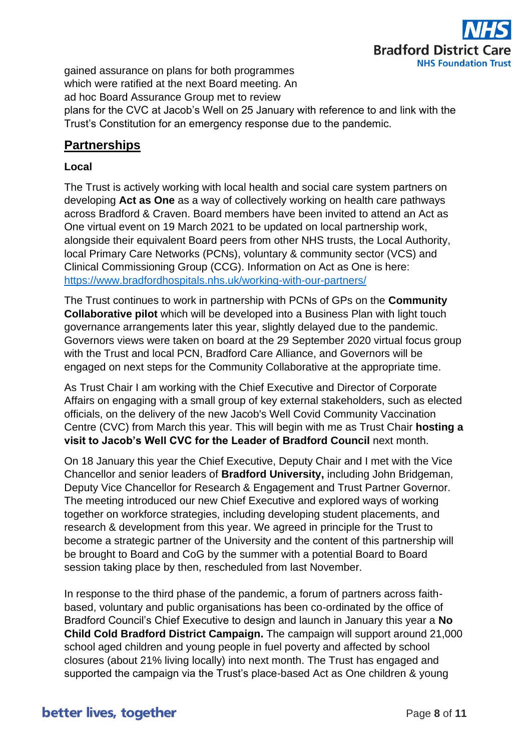gained assurance on plans for both programmes which were ratified at the next Board meeting. An ad hoc Board Assurance Group met to review plans for the CVC at Jacob's Well on 25 January with reference to and link with the Trust's Constitution for an emergency response due to the pandemic.

## Partnerships

### Local

The Trust is actively working with local health and social care system partners on developing **Act as One** as a way of collectively working on health care pathways across Bradford & Craven. Board members have been invited to attend an Act as One virtual event on 19 March 2021 to be updated on local partnership work, alongside their equivalent Board peers from other NHS trusts, the Local Authority, local Primary Care Networks (PCNs), voluntary & community sector (VCS) and Clinical Commissioning Group (CCG). Information on Act as One is here: https://www.bradfordhospitals.nhs.uk/working-with-our-partners/

The Trust continues to work in partnership with PCNs of GPs on the **Community Collaborative pilot** which will be developed into a Business Plan with light touch governance arrangements later this year, slightly delayed due to the pandemic. Governors views were taken on board at the 29 September 2020 virtual focus group with the Trust and local PCN, Bradford Care Alliance, and Governors will be engaged on next steps for the Community Collaborative at the appropriate time.

As Trust Chair I am working with the Chief Executive and Director of Corporate Affairs on engaging with a small group of key external stakeholders, such as elected officials, on the delivery of the new Jacob's Well Covid Community Vaccination Centre (CVC) from March this year. This will begin with me as Trust Chair **hosting a visit to Jacob's Well CVC for the Leader of Bradford Council** next month.

On 18 January this year the Chief Executive, Deputy Chair and I met with the Vice Chancellor and senior leaders of **Bradford University,** including John Bridgeman, Deputy Vice Chancellor for Research & Engagement and Trust Partner Governor. The meeting introduced our new Chief Executive and explored ways of working together on workforce strategies, including developing student placements, and research & development from this year. We agreed in principle for the Trust to become a strategic partner of the University and the content of this partnership will be brought to Board and CoG by the summer with a potential Board to Board session taking place by then, rescheduled from last November.

In response to the third phase of the pandemic, a forum of partners across faith-based, voluntary and public organisations has been co-ordinated by the office of Bradford Council's Chief Executive to design and launch in January this year a **No Child Cold Bradford District Campaign.** The campaign will support around 21,000 school aged children and young people in fuel poverty and affected by school closures (about 21% living locally) into next month. The Trust has engaged and supported the campaign via the Trust's place-based Act as One children & young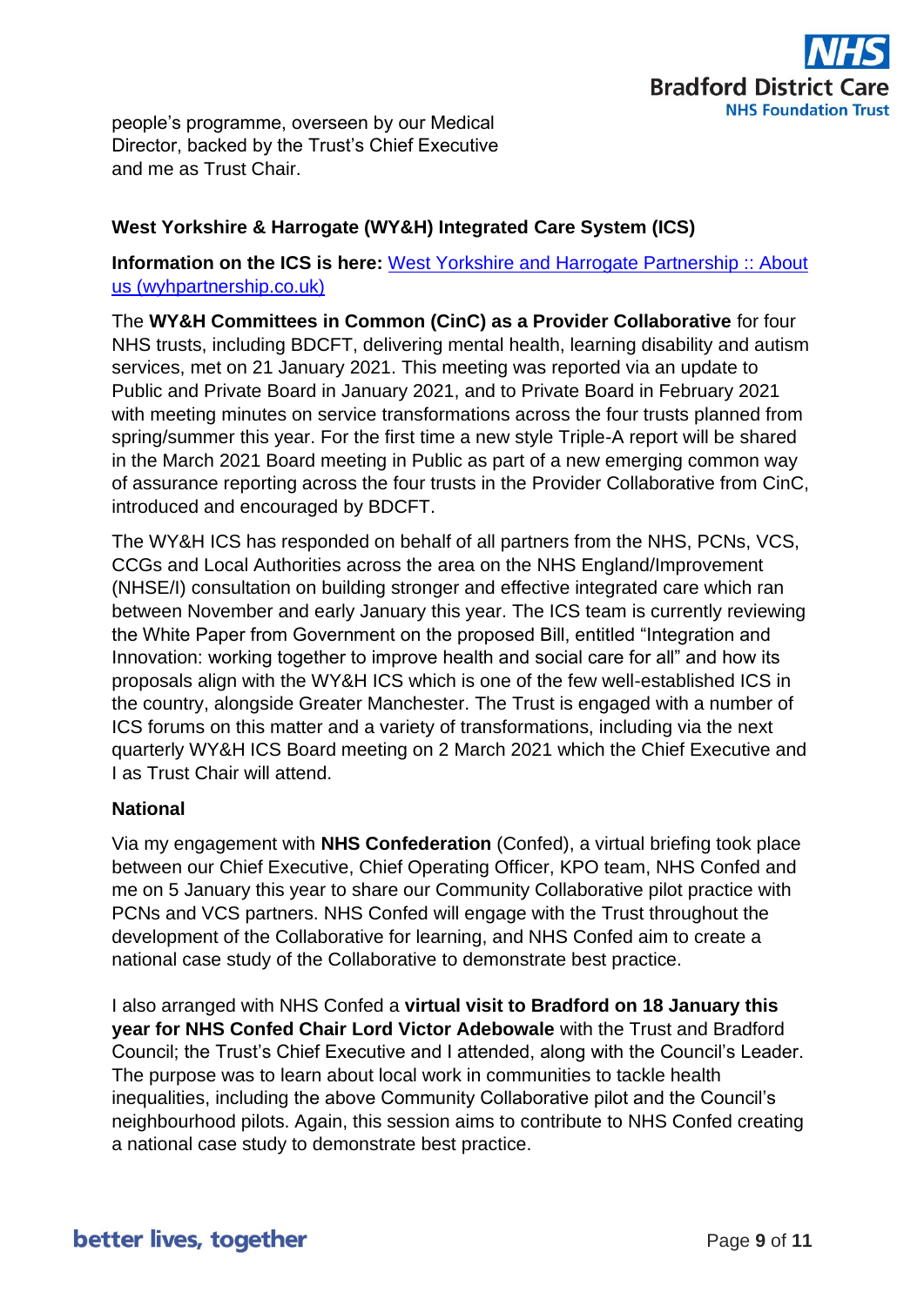people's programme, overseen by our Medical Director, backed by the Trust's Chief Executive and me as Trust Chair.

**West Yorkshire & Harrogate (WY&H) Integrated Care System (ICS)**

**Information on the ICS is here:** [West Yorkshire and Harrogate Partnership :: About us (wyhpartnership.co.uk)](wyhpartnership.co.uk)

The **WY&H Committees in Common (CinC) as a Provider Collaborative** for four NHS trusts, including BDCFT, delivering mental health, learning disability and autism services, met on 21 January 2021. This meeting was reported via an update to Public and Private Board in January 2021, and to Private Board in February 2021 with meeting minutes on service transformations across the four trusts planned from spring/summer this year. For the first time a new style Triple-A report will be shared in the March 2021 Board meeting in Public as part of a new emerging common way of assurance reporting across the four trusts in the Provider Collaborative from CinC, introduced and encouraged by BDCFT.

The WY&H ICS has responded on behalf of all partners from the NHS, PCNs, VCS, CCGs and Local Authorities across the area on the NHS England/Improvement (NHSE/I) consultation on building stronger and effective integrated care which ran between November and early January this year. The ICS team is currently reviewing the White Paper from Government on the proposed Bill, entitled "Integration and Innovation: working together to improve health and social care for all" and how its proposals align with the WY&H ICS which is one of the few well-established ICS in the country, alongside Greater Manchester. The Trust is engaged with a number of ICS forums on this matter and a variety of transformations, including via the next quarterly WY&H ICS Board meeting on 2 March 2021 which the Chief Executive and I as Trust Chair will attend.

**National**

Via my engagement with **NHS Confederation** (Confed), a virtual briefing took place between our Chief Executive, Chief Operating Officer, KPO team, NHS Confed and me on 5 January this year to share our Community Collaborative pilot practice with PCNs and VCS partners. NHS Confed will engage with the Trust throughout the development of the Collaborative for learning, and NHS Confed aim to create a national case study of the Collaborative to demonstrate best practice.

I also arranged with NHS Confed a **virtual visit to Bradford on 18 January this year for NHS Confed Chair Lord Victor Adebowale** with the Trust and Bradford Council; the Trust's Chief Executive and I attended, along with the Council's Leader. The purpose was to learn about local work in communities to tackle health inequalities, including the above Community Collaborative pilot and the Council's neighbourhood pilots. Again, this session aims to contribute to NHS Confed creating a national case study to demonstrate best practice.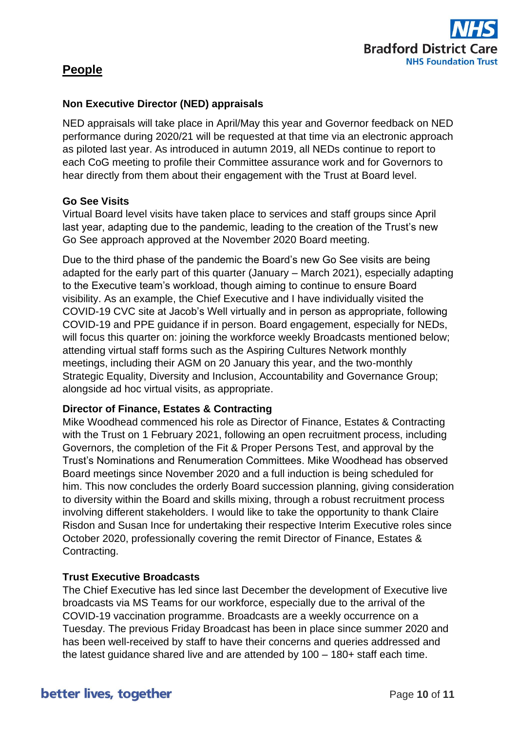## People

### Non Executive Director (NED) appraisals

NED appraisals will take place in April/May this year and Governor feedback on NED performance during 2020/21 will be requested at that time via an electronic approach as piloted last year. As introduced in autumn 2019, all NEDs continue to report to each CoG meeting to profile their Committee assurance work and for Governors to hear directly from them about their engagement with the Trust at Board level.

### Go See Visits

Virtual Board level visits have taken place to services and staff groups since April last year, adapting due to the pandemic, leading to the creation of the Trust's new Go See approach approved at the November 2020 Board meeting.

Due to the third phase of the pandemic the Board's new Go See visits are being adapted for the early part of this quarter (January – March 2021), especially adapting to the Executive team's workload, though aiming to continue to ensure Board visibility. As an example, the Chief Executive and I have individually visited the COVID-19 CVC site at Jacob's Well virtually and in person as appropriate, following COVID-19 and PPE guidance if in person. Board engagement, especially for NEDs, will focus this quarter on: joining the workforce weekly Broadcasts mentioned below; attending virtual staff forms such as the Aspiring Cultures Network monthly meetings, including their AGM on 20 January this year, and the two-monthly Strategic Equality, Diversity and Inclusion, Accountability and Governance Group; alongside ad hoc virtual visits, as appropriate.

### Director of Finance, Estates & Contracting

Mike Woodhead commenced his role as Director of Finance, Estates & Contracting with the Trust on 1 February 2021, following an open recruitment process, including Governors, the completion of the Fit & Proper Persons Test, and approval by the Trust's Nominations and Renumeration Committees. Mike Woodhead has observed Board meetings since November 2020 and a full induction is being scheduled for him. This now concludes the orderly Board succession planning, giving consideration to diversity within the Board and skills mixing, through a robust recruitment process involving different stakeholders. I would like to take the opportunity to thank Claire Risdon and Susan Ince for undertaking their respective Interim Executive roles since October 2020, professionally covering the remit Director of Finance, Estates & Contracting.

### Trust Executive Broadcasts

The Chief Executive has led since last December the development of Executive live broadcasts via MS Teams for our workforce, especially due to the arrival of the COVID-19 vaccination programme. Broadcasts are a weekly occurrence on a Tuesday. The previous Friday Broadcast has been in place since summer 2020 and has been well-received by staff to have their concerns and queries addressed and the latest guidance shared live and are attended by 100 – 180+ staff each time.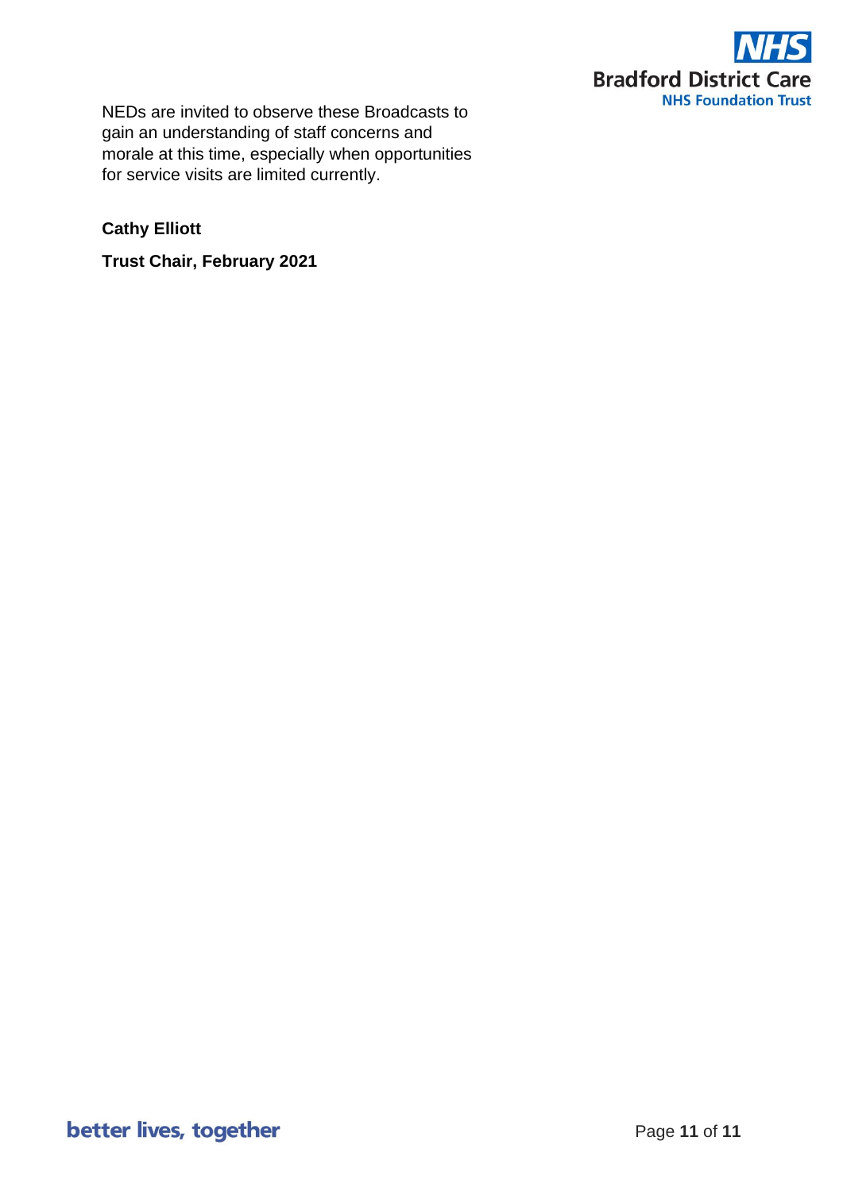NEDs are invited to observe these Broadcasts to gain an understanding of staff concerns and morale at this time, especially when opportunities for service visits are limited currently.

**Cathy Elliott**

**Trust Chair, February 2021**